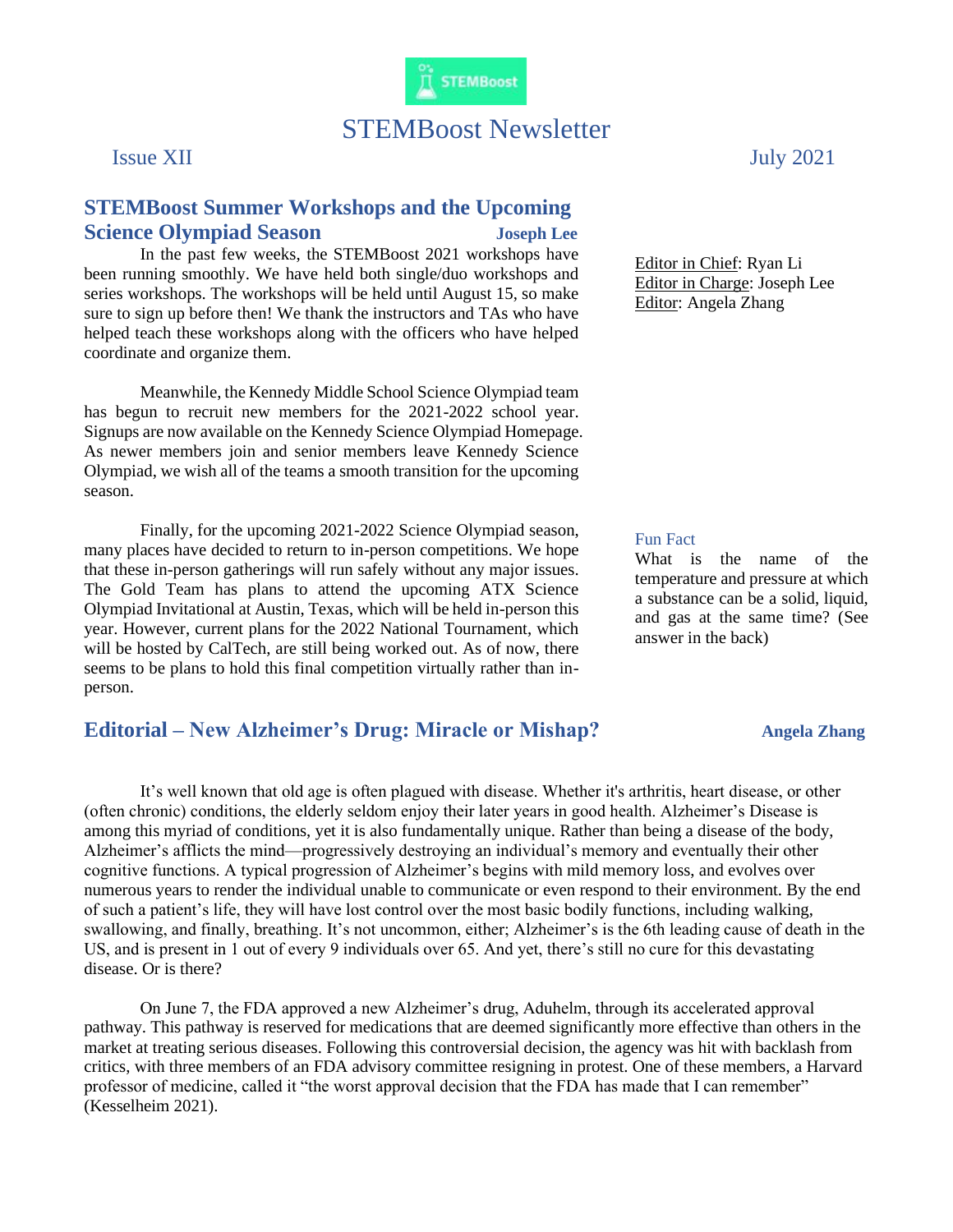# STEMBoost Newsletter

Issue XII

July 2021

## STEMBoost Summer Workshops and the Upcoming Science Olympiad Season

**Joseph Lee**

In the past few weeks, the STEMBoost 2021 workshops have been running smoothly. We have held both single/duo workshops and series workshops. The workshops will be held until August 15, so make sure to sign up before then! We thank the instructors and TAs who have helped teach these workshops along with the officers who have helped coordinate and organize them.

Meanwhile, the Kennedy Middle School Science Olympiad team has begun to recruit new members for the 2021-2022 school year. Signups are now available on the Kennedy Science Olympiad Homepage. As newer members join and senior members leave Kennedy Science Olympiad, we wish all of the teams a smooth transition for the upcoming season.

Finally, for the upcoming 2021-2022 Science Olympiad season, many places have decided to return to in-person competitions. We hope that these in-person gatherings will run safely without any major issues. The Gold Team has plans to attend the upcoming ATX Science Olympiad Invitational at Austin, Texas, which will be held in-person this year. However, current plans for the 2022 National Tournament, which will be hosted by CalTech, are still being worked out. As of now, there seems to be plans to hold this final competition virtually rather than in-person.

Editor in Chief: Ryan Li
Editor in Charge: Joseph Lee
Editor: Angela Zhang

**Fun Fact**

What is the name of the temperature and pressure at which a substance can be a solid, liquid, and gas at the same time? (See answer in the back)

## Editorial – New Alzheimer's Drug: Miracle or Mishap?

**Angela Zhang**

It's well known that old age is often plagued with disease. Whether it's arthritis, heart disease, or other (often chronic) conditions, the elderly seldom enjoy their later years in good health. Alzheimer's Disease is among this myriad of conditions, yet it is also fundamentally unique. Rather than being a disease of the body, Alzheimer's afflicts the mind—progressively destroying an individual's memory and eventually their other cognitive functions. A typical progression of Alzheimer's begins with mild memory loss, and evolves over numerous years to render the individual unable to communicate or even respond to their environment. By the end of such a patient's life, they will have lost control over the most basic bodily functions, including walking, swallowing, and finally, breathing. It's not uncommon, either; Alzheimer's is the 6th leading cause of death in the US, and is present in 1 out of every 9 individuals over 65. And yet, there's still no cure for this devastating disease. Or is there?

On June 7, the FDA approved a new Alzheimer's drug, Aduhelm, through its accelerated approval pathway. This pathway is reserved for medications that are deemed significantly more effective than others in the market at treating serious diseases. Following this controversial decision, the agency was hit with backlash from critics, with three members of an FDA advisory committee resigning in protest. One of these members, a Harvard professor of medicine, called it "the worst approval decision that the FDA has made that I can remember" (Kesselheim 2021).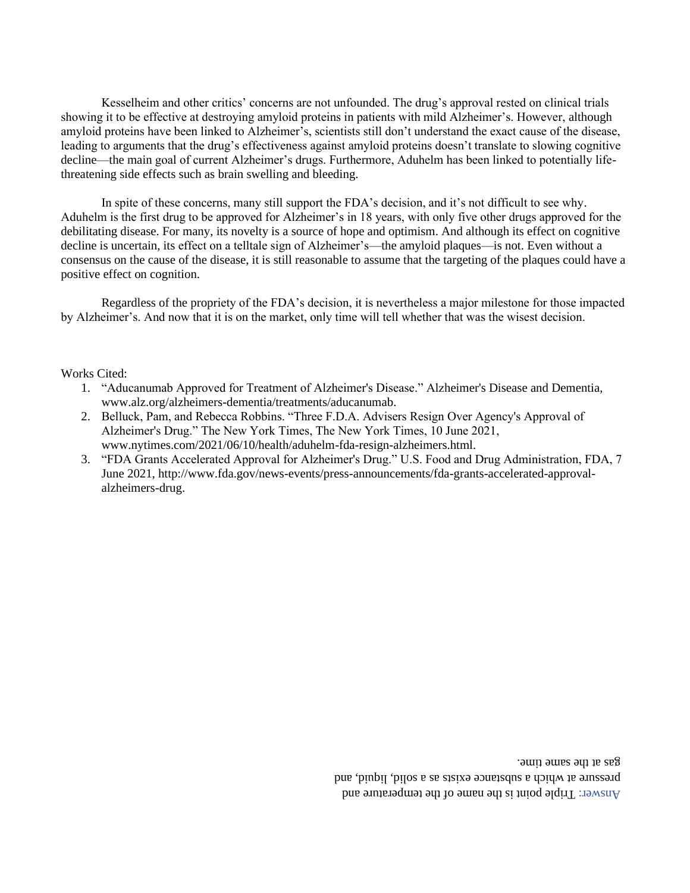Kesselheim and other critics' concerns are not unfounded. The drug's approval rested on clinical trials showing it to be effective at destroying amyloid proteins in patients with mild Alzheimer's. However, although amyloid proteins have been linked to Alzheimer's, scientists still don't understand the exact cause of the disease, leading to arguments that the drug's effectiveness against amyloid proteins doesn't translate to slowing cognitive decline—the main goal of current Alzheimer's drugs. Furthermore, Aduhelm has been linked to potentially life-threatening side effects such as brain swelling and bleeding.

In spite of these concerns, many still support the FDA's decision, and it's not difficult to see why. Aduhelm is the first drug to be approved for Alzheimer's in 18 years, with only five other drugs approved for the debilitating disease. For many, its novelty is a source of hope and optimism. And although its effect on cognitive decline is uncertain, its effect on a telltale sign of Alzheimer's—the amyloid plaques—is not. Even without a consensus on the cause of the disease, it is still reasonable to assume that the targeting of the plaques could have a positive effect on cognition.

Regardless of the propriety of the FDA's decision, it is nevertheless a major milestone for those impacted by Alzheimer's. And now that it is on the market, only time will tell whether that was the wisest decision.

Works Cited:

1. "Aducanumab Approved for Treatment of Alzheimer's Disease." Alzheimer's Disease and Dementia, www.alz.org/alzheimers-dementia/treatments/aducanumab.
2. Belluck, Pam, and Rebecca Robbins. "Three F.D.A. Advisers Resign Over Agency's Approval of Alzheimer's Drug." The New York Times, The New York Times, 10 June 2021, www.nytimes.com/2021/06/10/health/aduhelm-fda-resign-alzheimers.html.
3. "FDA Grants Accelerated Approval for Alzheimer's Drug." U.S. Food and Drug Administration, FDA, 7 June 2021, http://www.fda.gov/news-events/press-announcements/fda-grants-accelerated-approval-alzheimers-drug.

Answer: Triple point is the name of the temperature and pressure at which a substance exists as a solid, liquid, and gas at the same time.